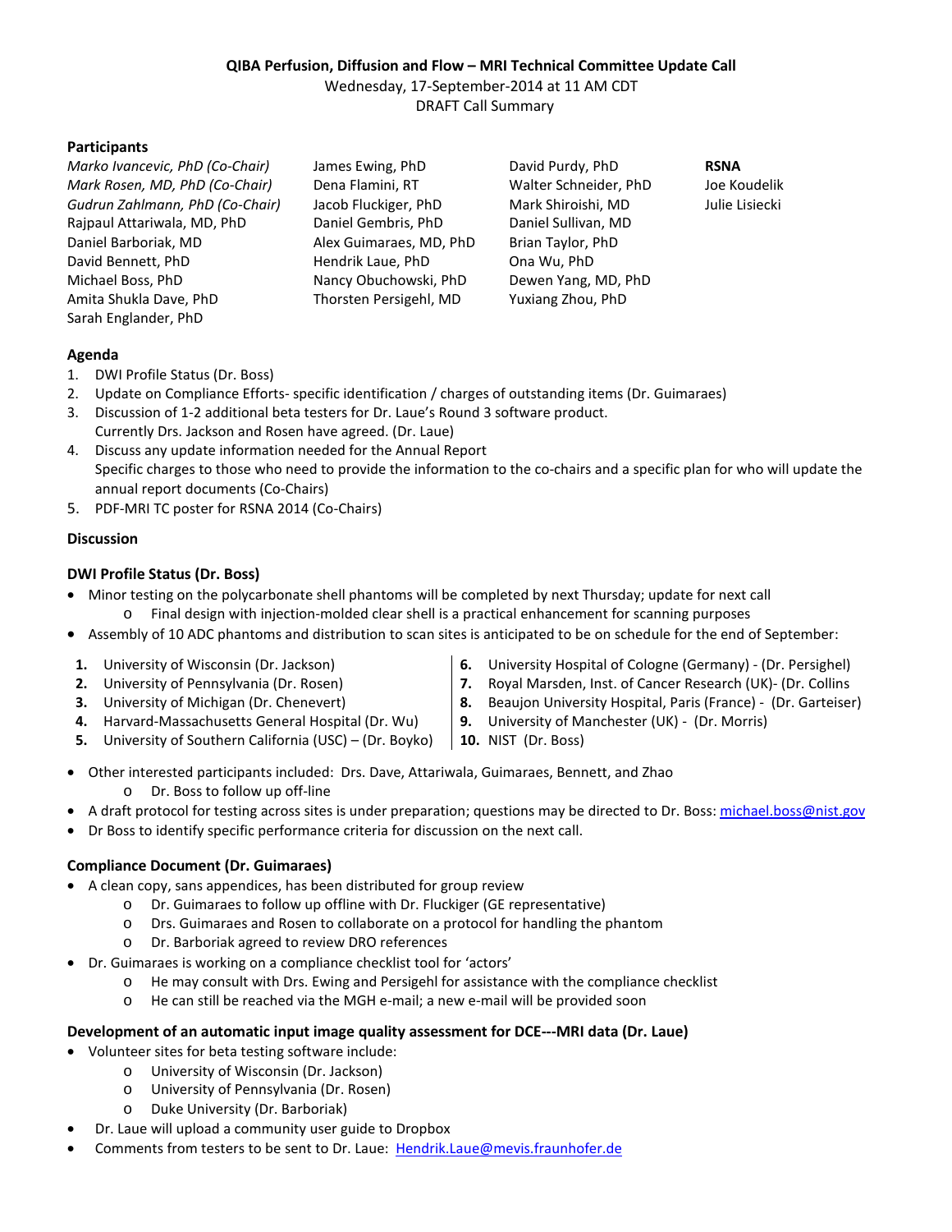**QIBA Perfusion, Diffusion and Flow – MRI Technical Committee Update Call**

Wednesday, 17-September-2014 at 11 AM CDT

DRAFT Call Summary

**Participants**

| | | | |
|---|---|---|---|
| *Marko Ivancevic, PhD (Co-Chair)* | James Ewing, PhD | David Purdy, PhD | **RSNA** |
| *Mark Rosen, MD, PhD (Co-Chair)* | Dena Flamini, RT | Walter Schneider, PhD | Joe Koudelik |
| *Gudrun Zahlmann, PhD (Co-Chair)* | Jacob Fluckiger, PhD | Mark Shiroishi, MD | Julie Lisiecki |
| Rajpaul Attariwala, MD, PhD | Daniel Gembris, PhD | Daniel Sullivan, MD | |
| Daniel Barboriak, MD | Alex Guimaraes, MD, PhD | Brian Taylor, PhD | |
| David Bennett, PhD | Hendrik Laue, PhD | Ona Wu, PhD | |
| Michael Boss, PhD | Nancy Obuchowski, PhD | Dewen Yang, MD, PhD | |
| Amita Shukla Dave, PhD | Thorsten Persigehl, MD | Yuxiang Zhou, PhD | |
| Sarah Englander, PhD | | | |

**Agenda**

1. DWI Profile Status (Dr. Boss)
2. Update on Compliance Efforts- specific identification / charges of outstanding items (Dr. Guimaraes)
3. Discussion of 1-2 additional beta testers for Dr. Laue's Round 3 software product.
   Currently Drs. Jackson and Rosen have agreed. (Dr. Laue)
4. Discuss any update information needed for the Annual Report
   Specific charges to those who need to provide the information to the co-chairs and a specific plan for who will update the annual report documents (Co-Chairs)
5. PDF-MRI TC poster for RSNA 2014 (Co-Chairs)

**Discussion**

**DWI Profile Status (Dr. Boss)**

- Minor testing on the polycarbonate shell phantoms will be completed by next Thursday; update for next call
  - Final design with injection-molded clear shell is a practical enhancement for scanning purposes
- Assembly of 10 ADC phantoms and distribution to scan sites is anticipated to be on schedule for the end of September:

1. University of Wisconsin (Dr. Jackson)
2. University of Pennsylvania (Dr. Rosen)
3. University of Michigan (Dr. Chenevert)
4. Harvard-Massachusetts General Hospital (Dr. Wu)
5. University of Southern California (USC) – (Dr. Boyko)
6. University Hospital of Cologne (Germany) - (Dr. Persighel)
7. Royal Marsden, Inst. of Cancer Research (UK)- (Dr. Collins
8. Beaujon University Hospital, Paris (France) - (Dr. Garteiser)
9. University of Manchester (UK) - (Dr. Morris)
10. NIST (Dr. Boss)

- Other interested participants included: Drs. Dave, Attariwala, Guimaraes, Bennett, and Zhao
  - Dr. Boss to follow up off-line
- A draft protocol for testing across sites is under preparation; questions may be directed to Dr. Boss: michael.boss@nist.gov
- Dr Boss to identify specific performance criteria for discussion on the next call.

**Compliance Document (Dr. Guimaraes)**

- A clean copy, sans appendices, has been distributed for group review
  - Dr. Guimaraes to follow up offline with Dr. Fluckiger (GE representative)
  - Drs. Guimaraes and Rosen to collaborate on a protocol for handling the phantom
  - Dr. Barboriak agreed to review DRO references
- Dr. Guimaraes is working on a compliance checklist tool for 'actors'
  - He may consult with Drs. Ewing and Persigehl for assistance with the compliance checklist
  - He can still be reached via the MGH e-mail; a new e-mail will be provided soon

**Development of an automatic input image quality assessment for DCE---MRI data (Dr. Laue)**

- Volunteer sites for beta testing software include:
  - University of Wisconsin (Dr. Jackson)
  - University of Pennsylvania (Dr. Rosen)
  - Duke University (Dr. Barboriak)
- Dr. Laue will upload a community user guide to Dropbox
- Comments from testers to be sent to Dr. Laue: Hendrik.Laue@mevis.fraunhofer.de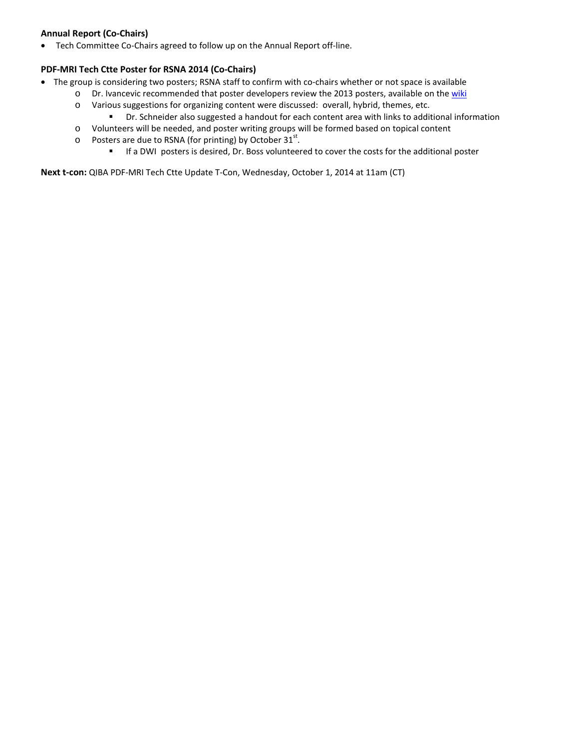**Annual Report (Co-Chairs)**

- Tech Committee Co-Chairs agreed to follow up on the Annual Report off-line.

**PDF-MRI Tech Ctte Poster for RSNA 2014 (Co-Chairs)**

- The group is considering two posters; RSNA staff to confirm with co-chairs whether or not space is available
  - Dr. Ivancevic recommended that poster developers review the 2013 posters, available on the [wiki](wiki)
  - Various suggestions for organizing content were discussed: overall, hybrid, themes, etc.
    - Dr. Schneider also suggested a handout for each content area with links to additional information
  - Volunteers will be needed, and poster writing groups will be formed based on topical content
  - Posters are due to RSNA (for printing) by October 31st.
    - If a DWI posters is desired, Dr. Boss volunteered to cover the costs for the additional poster

**Next t-con:** QIBA PDF-MRI Tech Ctte Update T-Con, Wednesday, October 1, 2014 at 11am (CT)